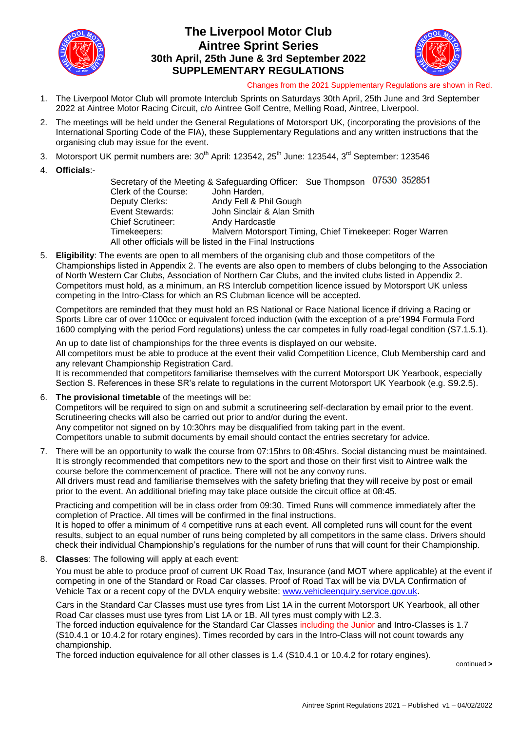# The Liverpool Motor Club
## Aintree Sprint Series
### 30th April, 25th June & 3rd September 2022
### SUPPLEMENTARY REGULATIONS

Changes from the 2021 Supplementary Regulations are shown in Red.

1. The Liverpool Motor Club will promote Interclub Sprints on Saturdays 30th April, 25th June and 3rd September 2022 at Aintree Motor Racing Circuit, c/o Aintree Golf Centre, Melling Road, Aintree, Liverpool.

2. The meetings will be held under the General Regulations of Motorsport UK, (incorporating the provisions of the International Sporting Code of the FIA), these Supplementary Regulations and any written instructions that the organising club may issue for the event.

3. Motorsport UK permit numbers are: 30th April: 123542, 25th June: 123544, 3rd September: 123546

4. **Officials**:-

   Secretary of the Meeting & Safeguarding Officer: Sue Thompson 07530 352851
   Clerk of the Course: John Harden,
   Deputy Clerks: Andy Fell & Phil Gough
   Event Stewards: John Sinclair & Alan Smith
   Chief Scrutineer: Andy Hardcastle
   Timekeepers: Malvern Motorsport Timing, Chief Timekeeper: Roger Warren
   All other officials will be listed in the Final Instructions

5. **Eligibility**: The events are open to all members of the organising club and those competitors of the Championships listed in Appendix 2. The events are also open to members of clubs belonging to the Association of North Western Car Clubs, Association of Northern Car Clubs, and the invited clubs listed in Appendix 2. Competitors must hold, as a minimum, an RS Interclub competition licence issued by Motorsport UK unless competing in the Intro-Class for which an RS Clubman licence will be accepted.

   Competitors are reminded that they must hold an RS National or Race National licence if driving a Racing or Sports Libre car of over 1100cc or equivalent forced induction (with the exception of a pre'1994 Formula Ford 1600 complying with the period Ford regulations) unless the car competes in fully road-legal condition (S7.1.5.1).

   An up to date list of championships for the three events is displayed on our website.
   All competitors must be able to produce at the event their valid Competition Licence, Club Membership card and any relevant Championship Registration Card.
   It is recommended that competitors familiarise themselves with the current Motorsport UK Yearbook, especially Section S. References in these SR's relate to regulations in the current Motorsport UK Yearbook (e.g. S9.2.5).

6. **The provisional timetable** of the meetings will be:
   Competitors will be required to sign on and submit a scrutineering self-declaration by email prior to the event.
   Scrutineering checks will also be carried out prior to and/or during the event.
   Any competitor not signed on by 10:30hrs may be disqualified from taking part in the event.
   Competitors unable to submit documents by email should contact the entries secretary for advice.

7. There will be an opportunity to walk the course from 07:15hrs to 08:45hrs. Social distancing must be maintained. It is strongly recommended that competitors new to the sport and those on their first visit to Aintree walk the course before the commencement of practice. There will not be any convoy runs.
   All drivers must read and familiarise themselves with the safety briefing that they will receive by post or email prior to the event. An additional briefing may take place outside the circuit office at 08:45.

   Practicing and competition will be in class order from 09:30. Timed Runs will commence immediately after the completion of Practice. All times will be confirmed in the final instructions.
   It is hoped to offer a minimum of 4 competitive runs at each event. All completed runs will count for the event results, subject to an equal number of runs being completed by all competitors in the same class. Drivers should check their individual Championship's regulations for the number of runs that will count for their Championship.

8. **Classes**: The following will apply at each event:

   You must be able to produce proof of current UK Road Tax, Insurance (and MOT where applicable) at the event if competing in one of the Standard or Road Car classes. Proof of Road Tax will be via DVLA Confirmation of Vehicle Tax or a recent copy of the DVLA enquiry website: www.vehicleenquiry.service.gov.uk.

   Cars in the Standard Car Classes must use tyres from List 1A in the current Motorsport UK Yearbook, all other Road Car classes must use tyres from List 1A or 1B. All tyres must comply with L2.3.
   The forced induction equivalence for the Standard Car Classes including the Junior and Intro-Classes is 1.7 (S10.4.1 or 10.4.2 for rotary engines). Times recorded by cars in the Intro-Class will not count towards any championship.
   The forced induction equivalence for all other classes is 1.4 (S10.4.1 or 10.4.2 for rotary engines).

continued >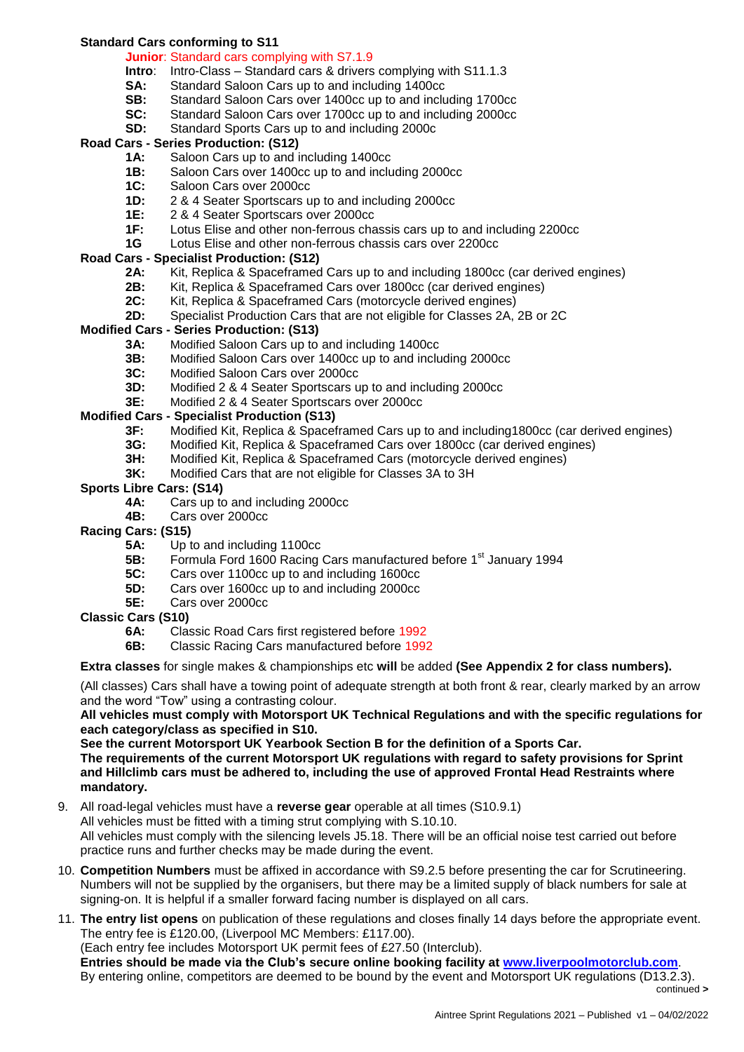**Standard Cars conforming to S11**

- **Junior**: Standard cars complying with S7.1.9
- **Intro**: Intro-Class – Standard cars & drivers complying with S11.1.3
- **SA:** Standard Saloon Cars up to and including 1400cc
- **SB:** Standard Saloon Cars over 1400cc up to and including 1700cc
- **SC:** Standard Saloon Cars over 1700cc up to and including 2000cc
- **SD:** Standard Sports Cars up to and including 2000c

**Road Cars - Series Production: (S12)**

- **1A:** Saloon Cars up to and including 1400cc
- **1B:** Saloon Cars over 1400cc up to and including 2000cc
- **1C:** Saloon Cars over 2000cc
- **1D:** 2 & 4 Seater Sportscars up to and including 2000cc
- **1E:** 2 & 4 Seater Sportscars over 2000cc
- **1F:** Lotus Elise and other non-ferrous chassis cars up to and including 2200cc
- **1G** Lotus Elise and other non-ferrous chassis cars over 2200cc

**Road Cars - Specialist Production: (S12)**

- **2A:** Kit, Replica & Spaceframed Cars up to and including 1800cc (car derived engines)
- **2B:** Kit, Replica & Spaceframed Cars over 1800cc (car derived engines)
- **2C:** Kit, Replica & Spaceframed Cars (motorcycle derived engines)
- **2D:** Specialist Production Cars that are not eligible for Classes 2A, 2B or 2C

**Modified Cars - Series Production: (S13)**

- **3A:** Modified Saloon Cars up to and including 1400cc
- **3B:** Modified Saloon Cars over 1400cc up to and including 2000cc
- **3C:** Modified Saloon Cars over 2000cc
- **3D:** Modified 2 & 4 Seater Sportscars up to and including 2000cc
- **3E:** Modified 2 & 4 Seater Sportscars over 2000cc

**Modified Cars - Specialist Production (S13)**

- **3F:** Modified Kit, Replica & Spaceframed Cars up to and including1800cc (car derived engines)
- **3G:** Modified Kit, Replica & Spaceframed Cars over 1800cc (car derived engines)
- **3H:** Modified Kit, Replica & Spaceframed Cars (motorcycle derived engines)
- **3K:** Modified Cars that are not eligible for Classes 3A to 3H

**Sports Libre Cars: (S14)**

- **4A:** Cars up to and including 2000cc
- **4B:** Cars over 2000cc

**Racing Cars: (S15)**

- **5A:** Up to and including 1100cc
- **5B:** Formula Ford 1600 Racing Cars manufactured before 1st January 1994
- **5C:** Cars over 1100cc up to and including 1600cc
- **5D:** Cars over 1600cc up to and including 2000cc
- **5E:** Cars over 2000cc

**Classic Cars (S10)**

- **6A:** Classic Road Cars first registered before 1992
- **6B:** Classic Racing Cars manufactured before 1992

**Extra classes** for single makes & championships etc **will** be added **(See Appendix 2 for class numbers).**

(All classes) Cars shall have a towing point of adequate strength at both front & rear, clearly marked by an arrow and the word "Tow" using a contrasting colour.

**All vehicles must comply with Motorsport UK Technical Regulations and with the specific regulations for each category/class as specified in S10.**

**See the current Motorsport UK Yearbook Section B for the definition of a Sports Car.**

**The requirements of the current Motorsport UK regulations with regard to safety provisions for Sprint and Hillclimb cars must be adhered to, including the use of approved Frontal Head Restraints where mandatory.**

9. All road-legal vehicles must have a **reverse gear** operable at all times (S10.9.1)
   All vehicles must be fitted with a timing strut complying with S.10.10.
   All vehicles must comply with the silencing levels J5.18. There will be an official noise test carried out before practice runs and further checks may be made during the event.

10. **Competition Numbers** must be affixed in accordance with S9.2.5 before presenting the car for Scrutineering. Numbers will not be supplied by the organisers, but there may be a limited supply of black numbers for sale at signing-on. It is helpful if a smaller forward facing number is displayed on all cars.

11. **The entry list opens** on publication of these regulations and closes finally 14 days before the appropriate event. The entry fee is £120.00, (Liverpool MC Members: £117.00).
    (Each entry fee includes Motorsport UK permit fees of £27.50 (Interclub).
    **Entries should be made via the Club's secure online booking facility at www.liverpoolmotorclub.com**.
    By entering online, competitors are deemed to be bound by the event and Motorsport UK regulations (D13.2.3).

continued >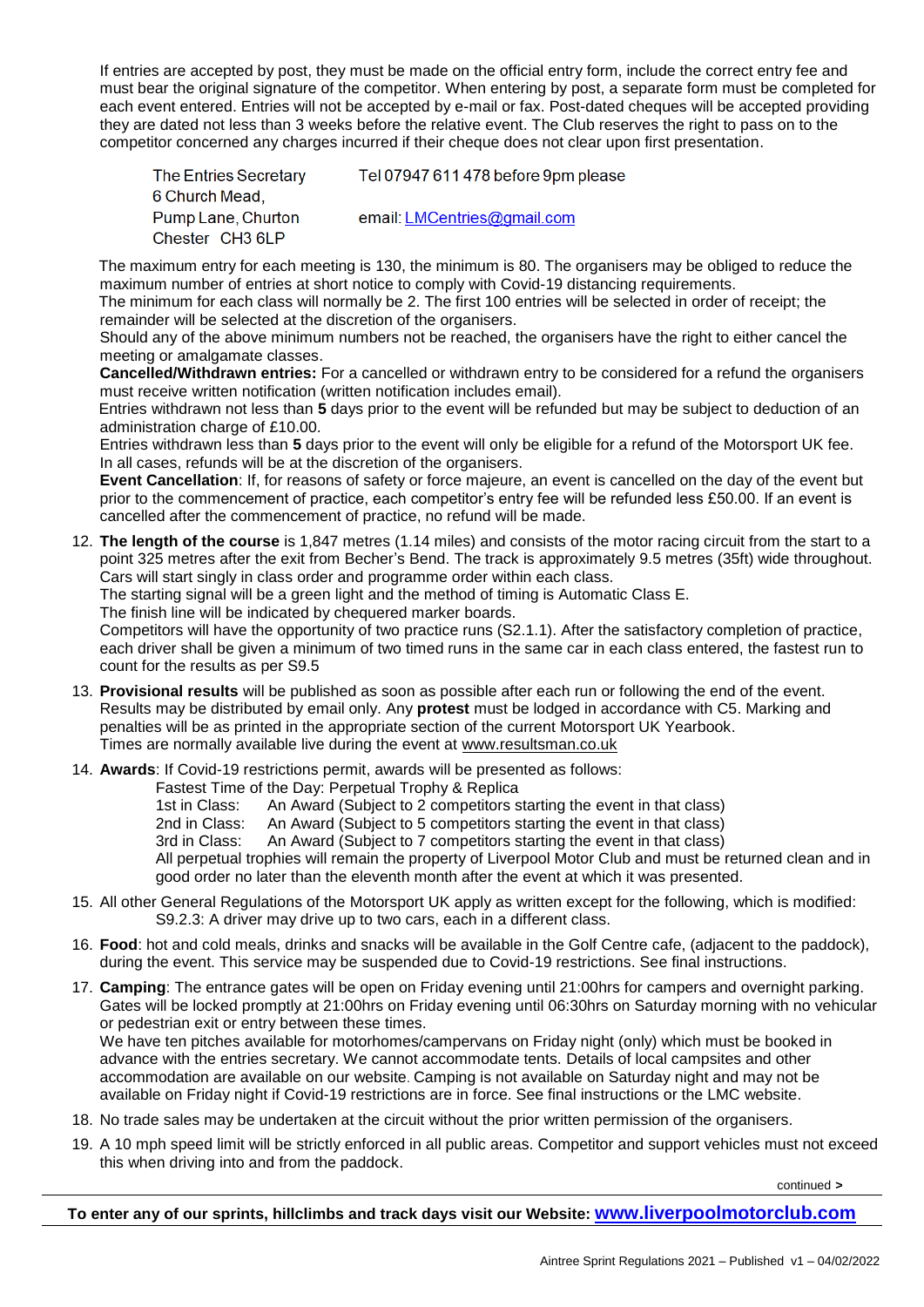If entries are accepted by post, they must be made on the official entry form, include the correct entry fee and must bear the original signature of the competitor. When entering by post, a separate form must be completed for each event entered. Entries will not be accepted by e-mail or fax. Post-dated cheques will be accepted providing they are dated not less than 3 weeks before the relative event. The Club reserves the right to pass on to the competitor concerned any charges incurred if their cheque does not clear upon first presentation.

| | |
|---|---|
| The Entries Secretary | Tel 07947 611 478 before 9pm please |
| 6 Church Mead, | |
| Pump Lane, Churton | email: LMCentries@gmail.com |
| Chester CH3 6LP | |

The maximum entry for each meeting is 130, the minimum is 80. The organisers may be obliged to reduce the maximum number of entries at short notice to comply with Covid-19 distancing requirements.
The minimum for each class will normally be 2. The first 100 entries will be selected in order of receipt; the remainder will be selected at the discretion of the organisers.
Should any of the above minimum numbers not be reached, the organisers have the right to either cancel the meeting or amalgamate classes.
**Cancelled/Withdrawn entries:** For a cancelled or withdrawn entry to be considered for a refund the organisers must receive written notification (written notification includes email).
Entries withdrawn not less than **5** days prior to the event will be refunded but may be subject to deduction of an administration charge of £10.00.
Entries withdrawn less than **5** days prior to the event will only be eligible for a refund of the Motorsport UK fee.
In all cases, refunds will be at the discretion of the organisers.
**Event Cancellation**: If, for reasons of safety or force majeure, an event is cancelled on the day of the event but prior to the commencement of practice, each competitor's entry fee will be refunded less £50.00. If an event is cancelled after the commencement of practice, no refund will be made.

12. **The length of the course** is 1,847 metres (1.14 miles) and consists of the motor racing circuit from the start to a point 325 metres after the exit from Becher's Bend. The track is approximately 9.5 metres (35ft) wide throughout. Cars will start singly in class order and programme order within each class.
The starting signal will be a green light and the method of timing is Automatic Class E.
The finish line will be indicated by chequered marker boards.
Competitors will have the opportunity of two practice runs (S2.1.1). After the satisfactory completion of practice, each driver shall be given a minimum of two timed runs in the same car in each class entered, the fastest run to count for the results as per S9.5

13. **Provisional results** will be published as soon as possible after each run or following the end of the event. Results may be distributed by email only. Any **protest** must be lodged in accordance with C5. Marking and penalties will be as printed in the appropriate section of the current Motorsport UK Yearbook.
Times are normally available live during the event at www.resultsman.co.uk

14. **Awards**: If Covid-19 restrictions permit, awards will be presented as follows:
Fastest Time of the Day: Perpetual Trophy & Replica
1st in Class: An Award (Subject to 2 competitors starting the event in that class)
2nd in Class: An Award (Subject to 5 competitors starting the event in that class)
3rd in Class: An Award (Subject to 7 competitors starting the event in that class)
All perpetual trophies will remain the property of Liverpool Motor Club and must be returned clean and in good order no later than the eleventh month after the event at which it was presented.

15. All other General Regulations of the Motorsport UK apply as written except for the following, which is modified:
S9.2.3: A driver may drive up to two cars, each in a different class.

16. **Food**: hot and cold meals, drinks and snacks will be available in the Golf Centre cafe, (adjacent to the paddock), during the event. This service may be suspended due to Covid-19 restrictions. See final instructions.

17. **Camping**: The entrance gates will be open on Friday evening until 21:00hrs for campers and overnight parking. Gates will be locked promptly at 21:00hrs on Friday evening until 06:30hrs on Saturday morning with no vehicular or pedestrian exit or entry between these times.
We have ten pitches available for motorhomes/campervans on Friday night (only) which must be booked in advance with the entries secretary. We cannot accommodate tents. Details of local campsites and other accommodation are available on our website. Camping is not available on Saturday night and may not be available on Friday night if Covid-19 restrictions are in force. See final instructions or the LMC website.

18. No trade sales may be undertaken at the circuit without the prior written permission of the organisers.

19. A 10 mph speed limit will be strictly enforced in all public areas. Competitor and support vehicles must not exceed this when driving into and from the paddock.

continued >

**To enter any of our sprints, hillclimbs and track days visit our Website: www.liverpoolmotorclub.com**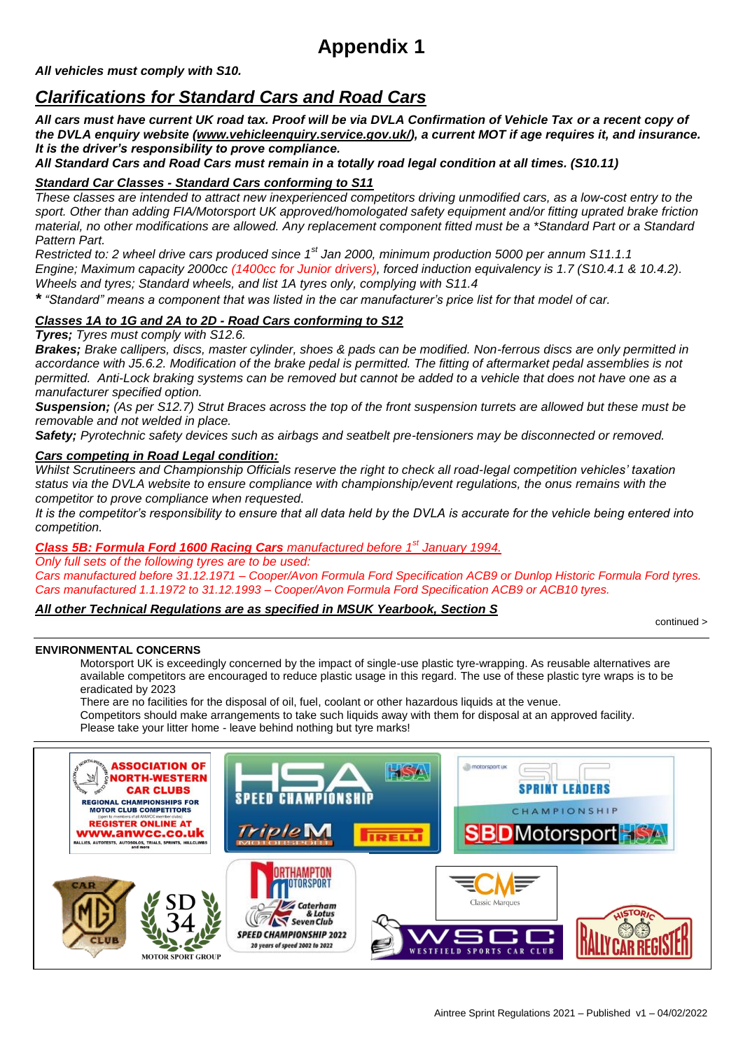# Appendix 1

***All vehicles must comply with S10.***

## *Clarifications for Standard Cars and Road Cars*

***All cars must have current UK road tax. Proof will be via DVLA Confirmation of Vehicle Tax or a recent copy of the DVLA enquiry website (www.vehicleenquiry.service.gov.uk/), a current MOT if age requires it, and insurance. It is the driver's responsibility to prove compliance.***

***All Standard Cars and Road Cars must remain in a totally road legal condition at all times. (S10.11)***

***Standard Car Classes - Standard Cars conforming to S11***

*These classes are intended to attract new inexperienced competitors driving unmodified cars, as a low-cost entry to the sport. Other than adding FIA/Motorsport UK approved/homologated safety equipment and/or fitting uprated brake friction material, no other modifications are allowed. Any replacement component fitted must be a \*Standard Part or a Standard Pattern Part.*

*Restricted to: 2 wheel drive cars produced since 1st Jan 2000, minimum production 5000 per annum S11.1.1*

*Engine; Maximum capacity 2000cc (1400cc for Junior drivers), forced induction equivalency is 1.7 (S10.4.1 & 10.4.2).*

*Wheels and tyres; Standard wheels, and list 1A tyres only, complying with S11.4*

*\* "Standard" means a component that was listed in the car manufacturer's price list for that model of car.*

***Classes 1A to 1G and 2A to 2D - Road Cars conforming to S12***

***Tyres;*** *Tyres must comply with S12.6.*

***Brakes;*** *Brake callipers, discs, master cylinder, shoes & pads can be modified. Non-ferrous discs are only permitted in accordance with J5.6.2. Modification of the brake pedal is permitted. The fitting of aftermarket pedal assemblies is not permitted. Anti-Lock braking systems can be removed but cannot be added to a vehicle that does not have one as a manufacturer specified option.*

***Suspension;*** *(As per S12.7) Strut Braces across the top of the front suspension turrets are allowed but these must be removable and not welded in place.*

***Safety;*** *Pyrotechnic safety devices such as airbags and seatbelt pre-tensioners may be disconnected or removed.*

***Cars competing in Road Legal condition:***

*Whilst Scrutineers and Championship Officials reserve the right to check all road-legal competition vehicles' taxation status via the DVLA website to ensure compliance with championship/event regulations, the onus remains with the competitor to prove compliance when requested.*

*It is the competitor's responsibility to ensure that all data held by the DVLA is accurate for the vehicle being entered into competition.*

***Class 5B: Formula Ford 1600 Racing Cars*** *manufactured before 1st January 1994.*

*Only full sets of the following tyres are to be used:*

*Cars manufactured before 31.12.1971 – Cooper/Avon Formula Ford Specification ACB9 or Dunlop Historic Formula Ford tyres.*

*Cars manufactured 1.1.1972 to 31.12.1993 – Cooper/Avon Formula Ford Specification ACB9 or ACB10 tyres.*

***All other Technical Regulations are as specified in MSUK Yearbook, Section S***

continued >

**ENVIRONMENTAL CONCERNS**

Motorsport UK is exceedingly concerned by the impact of single-use plastic tyre-wrapping. As reusable alternatives are available competitors are encouraged to reduce plastic usage in this regard. The use of these plastic tyre wraps is to be eradicated by 2023

There are no facilities for the disposal of oil, fuel, coolant or other hazardous liquids at the venue.

Competitors should make arrangements to take such liquids away with them for disposal at an approved facility.

Please take your litter home - leave behind nothing but tyre marks!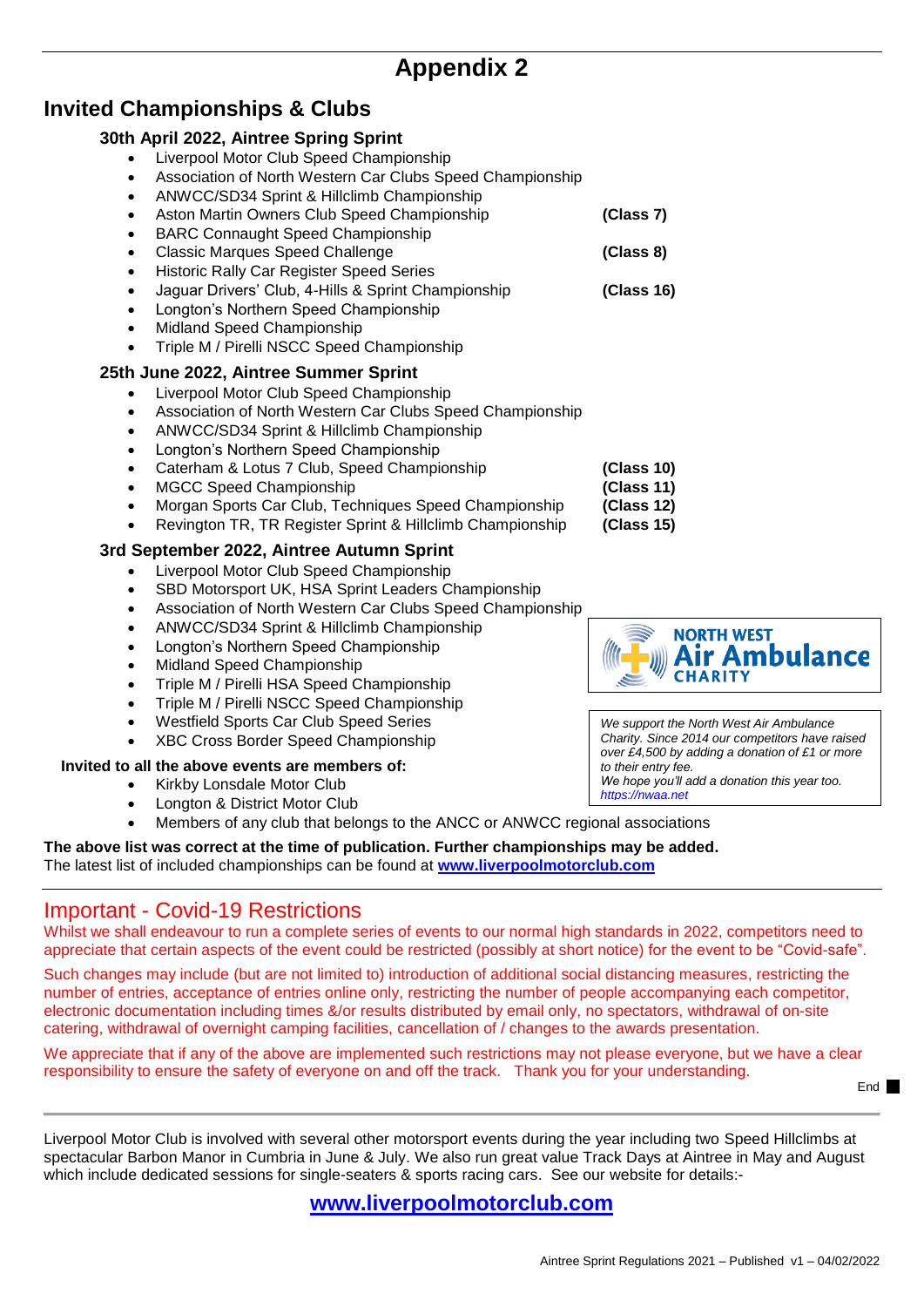# Appendix 2

## Invited Championships & Clubs

### 30th April 2022, Aintree Spring Sprint

- Liverpool Motor Club Speed Championship
- Association of North Western Car Clubs Speed Championship
- ANWCC/SD34 Sprint & Hillclimb Championship
- Aston Martin Owners Club Speed Championship **(Class 7)**
- BARC Connaught Speed Championship
- Classic Marques Speed Challenge **(Class 8)**
- Historic Rally Car Register Speed Series
- Jaguar Drivers' Club, 4-Hills & Sprint Championship **(Class 16)**
- Longton's Northern Speed Championship
- Midland Speed Championship
- Triple M / Pirelli NSCC Speed Championship

### 25th June 2022, Aintree Summer Sprint

- Liverpool Motor Club Speed Championship
- Association of North Western Car Clubs Speed Championship
- ANWCC/SD34 Sprint & Hillclimb Championship
- Longton's Northern Speed Championship
- Caterham & Lotus 7 Club, Speed Championship **(Class 10)**
- MGCC Speed Championship **(Class 11)**
- Morgan Sports Car Club, Techniques Speed Championship **(Class 12)**
- Revington TR, TR Register Sprint & Hillclimb Championship **(Class 15)**

### 3rd September 2022, Aintree Autumn Sprint

- Liverpool Motor Club Speed Championship
- SBD Motorsport UK, HSA Sprint Leaders Championship
- Association of North Western Car Clubs Speed Championship
- ANWCC/SD34 Sprint & Hillclimb Championship
- Longton's Northern Speed Championship
- Midland Speed Championship
- Triple M / Pirelli HSA Speed Championship
- Triple M / Pirelli NSCC Speed Championship
- Westfield Sports Car Club Speed Series
- XBC Cross Border Speed Championship

NORTH WEST Air Ambulance CHARITY

*We support the North West Air Ambulance Charity. Since 2014 our competitors have raised over £4,500 by adding a donation of £1 or more to their entry fee.*
*We hope you'll add a donation this year too.*
*https://nwaa.net*

**Invited to all the above events are members of:**

- Kirkby Lonsdale Motor Club
- Longton & District Motor Club
- Members of any club that belongs to the ANCC or ANWCC regional associations

**The above list was correct at the time of publication. Further championships may be added.**
The latest list of included championships can be found at **www.liverpoolmotorclub.com**

## Important - Covid-19 Restrictions

Whilst we shall endeavour to run a complete series of events to our normal high standards in 2022, competitors need to appreciate that certain aspects of the event could be restricted (possibly at short notice) for the event to be "Covid-safe".

Such changes may include (but are not limited to) introduction of additional social distancing measures, restricting the number of entries, acceptance of entries online only, restricting the number of people accompanying each competitor, electronic documentation including times &/or results distributed by email only, no spectators, withdrawal of on-site catering, withdrawal of overnight camping facilities, cancellation of / changes to the awards presentation.

We appreciate that if any of the above are implemented such restrictions may not please everyone, but we have a clear responsibility to ensure the safety of everyone on and off the track. Thank you for your understanding.

End

Liverpool Motor Club is involved with several other motorsport events during the year including two Speed Hillclimbs at spectacular Barbon Manor in Cumbria in June & July. We also run great value Track Days at Aintree in May and August which include dedicated sessions for single-seaters & sports racing cars. See our website for details:-

**www.liverpoolmotorclub.com**